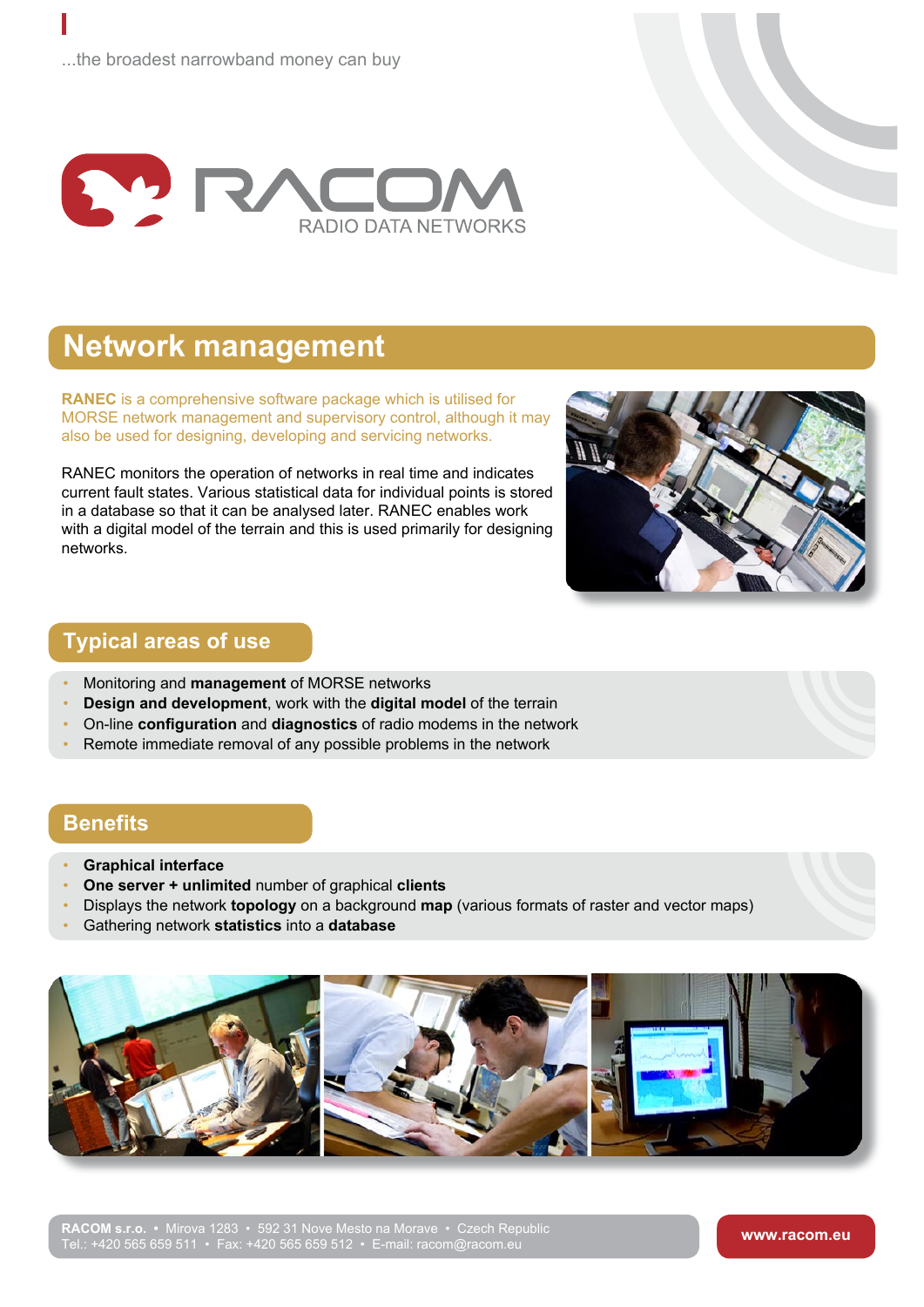...the broadest narrowband money can buy

RACOM
RADIO DATA NETWORKS

# Network management

**RANEC** is a comprehensive software package which is utilised for MORSE network management and supervisory control, although it may also be used for designing, developing and servicing networks.

RANEC monitors the operation of networks in real time and indicates current fault states. Various statistical data for individual points is stored in a database so that it can be analysed later. RANEC enables work with a digital model of the terrain and this is used primarily for designing networks.

## Typical areas of use

- Monitoring and **management** of MORSE networks
- **Design and development**, work with the **digital model** of the terrain
- On-line **configuration** and **diagnostics** of radio modems in the network
- Remote immediate removal of any possible problems in the network

## Benefits

- **Graphical interface**
- **One server + unlimited** number of graphical **clients**
- Displays the network **topology** on a background **map** (various formats of raster and vector maps)
- Gathering network **statistics** into a **database**

**RACOM s.r.o.** • Mirova 1283 • 592 31 Nove Mesto na Morave • Czech Republic
Tel.: +420 565 659 511 • Fax: +420 565 659 512 • E-mail: racom@racom.eu

**www.racom.eu**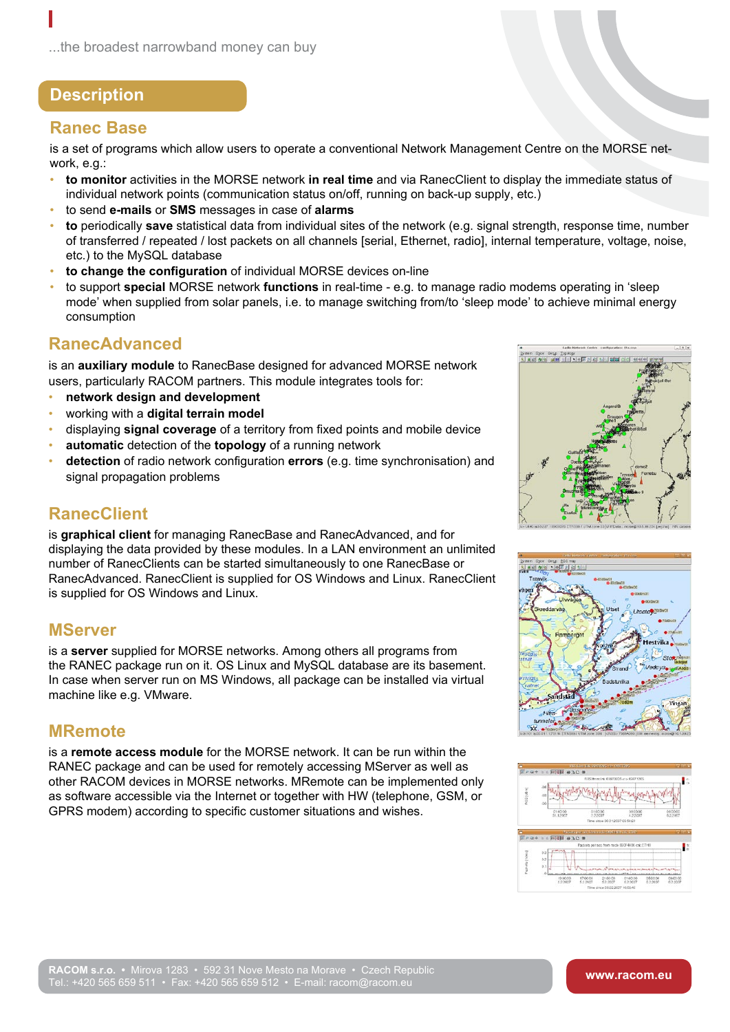...the broadest narrowband money can buy

# Description

## Ranec Base

is a set of programs which allow users to operate a conventional Network Management Centre on the MORSE network, e.g.:

- **to monitor** activities in the MORSE network **in real time** and via RanecClient to display the immediate status of individual network points (communication status on/off, running on back-up supply, etc.)
- to send **e-mails** or **SMS** messages in case of **alarms**
- **to** periodically **save** statistical data from individual sites of the network (e.g. signal strength, response time, number of transferred / repeated / lost packets on all channels [serial, Ethernet, radio], internal temperature, voltage, noise, etc.) to the MySQL database
- **to change the configuration** of individual MORSE devices on-line
- to support **special** MORSE network **functions** in real-time - e.g. to manage radio modems operating in 'sleep mode' when supplied from solar panels, i.e. to manage switching from/to 'sleep mode' to achieve minimal energy consumption

## RanecAdvanced

is an **auxiliary module** to RanecBase designed for advanced MORSE network users, particularly RACOM partners. This module integrates tools for:

- **network design and development**
- working with a **digital terrain model**
- displaying **signal coverage** of a territory from fixed points and mobile device
- **automatic** detection of the **topology** of a running network
- **detection** of radio network configuration **errors** (e.g. time synchronisation) and signal propagation problems

## RanecClient

is **graphical client** for managing RanecBase and RanecAdvanced, and for displaying the data provided by these modules. In a LAN environment an unlimited number of RanecClients can be started simultaneously to one RanecBase or RanecAdvanced. RanecClient is supplied for OS Windows and Linux. RanecClient is supplied for OS Windows and Linux.

## MServer

is a **server** supplied for MORSE networks. Among others all programs from the RANEC package run on it. OS Linux and MySQL database are its basement. In case when server run on MS Windows, all package can be installed via virtual machine like e.g. VMware.

## MRemote

is a **remote access module** for the MORSE network. It can be run within the RANEC package and can be used for remotely accessing MServer as well as other RACOM devices in MORSE networks. MRemote can be implemented only as software accessible via the Internet or together with HW (telephone, GSM, or GPRS modem) according to specific customer situations and wishes.

**RACOM s.r.o.** • Mirova 1283 • 592 31 Nove Mesto na Morave • Czech Republic
Tel.: +420 565 659 511 • Fax: +420 565 659 512 • E-mail: racom@racom.eu

www.racom.eu